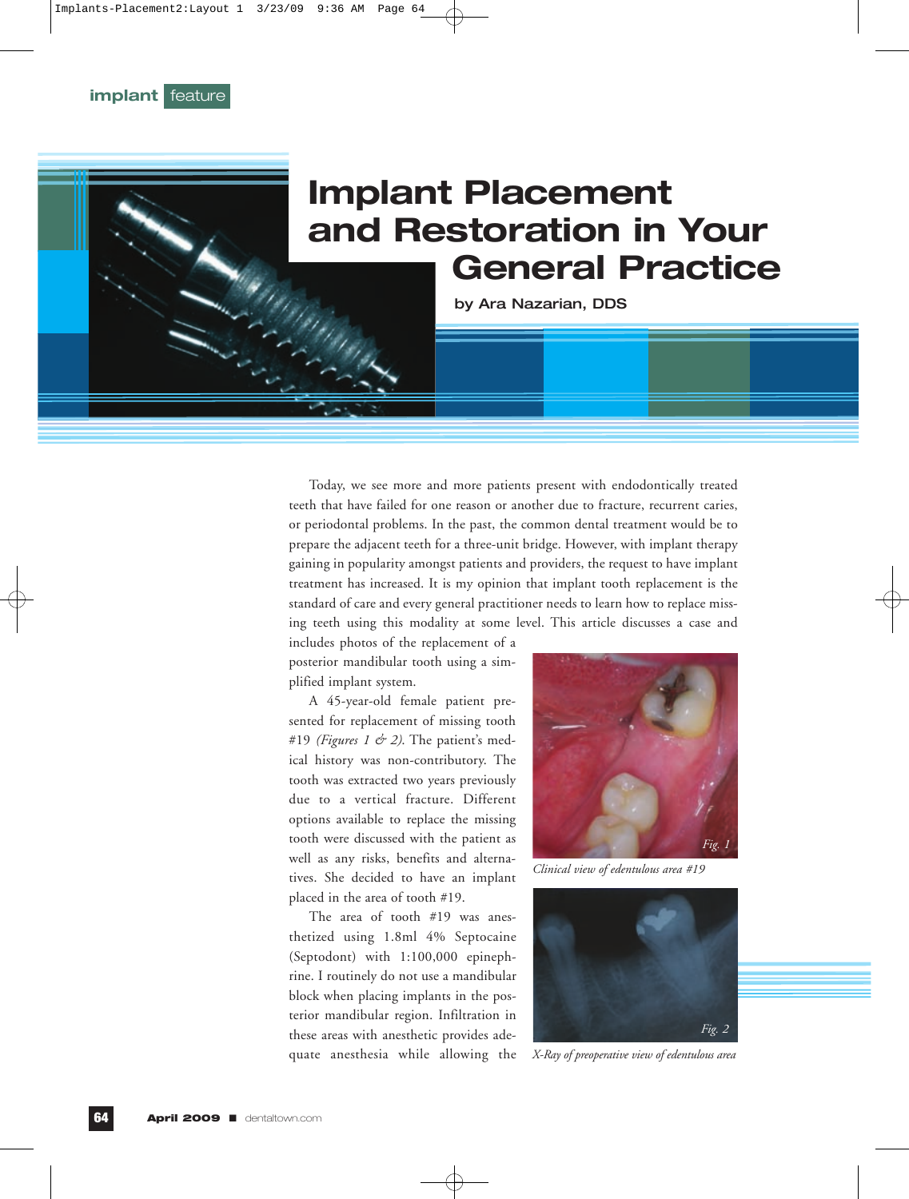implant feature

# Implant Placement and Restoration in Your General Practice

**by Ara Nazarian, DDS**

Today, we see more and more patients present with endodontically treated teeth that have failed for one reason or another due to fracture, recurrent caries, or periodontal problems. In the past, the common dental treatment would be to prepare the adjacent teeth for a three-unit bridge. However, with implant therapy gaining in popularity amongst patients and providers, the request to have implant treatment has increased. It is my opinion that implant tooth replacement is the standard of care and every general practitioner needs to learn how to replace missing teeth using this modality at some level. This article discusses a case and includes photos of the replacement of a posterior mandibular tooth using a simplified implant system.

A 45-year-old female patient presented for replacement of missing tooth #19 *(Figures 1 & 2)*. The patient's medical history was non-contributory. The tooth was extracted two years previously due to a vertical fracture. Different options available to replace the missing tooth were discussed with the patient as well as any risks, benefits and alternatives. She decided to have an implant placed in the area of tooth #19.

The area of tooth #19 was anesthetized using 1.8ml 4% Septocaine (Septodont) with 1:100,000 epinephrine. I routinely do not use a mandibular block when placing implants in the posterior mandibular region. Infiltration in these areas with anesthetic provides adequate anesthesia while allowing the

*Fig. 1*

*Clinical view of edentulous area #19*

*Fig. 2*

*X-Ray of preoperative view of edentulous area*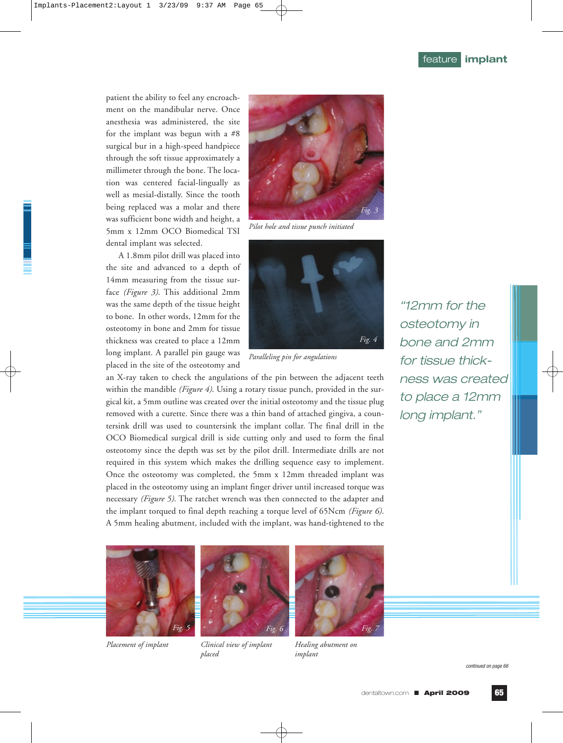patient the ability to feel any encroachment on the mandibular nerve. Once anesthesia was administered, the site for the implant was begun with a #8 surgical bur in a high-speed handpiece through the soft tissue approximately a millimeter through the bone. The location was centered facial-lingually as well as mesial-distally. Since the tooth being replaced was a molar and there was sufficient bone width and height, a 5mm x 12mm OCO Biomedical TSI dental implant was selected.

A 1.8mm pilot drill was placed into the site and advanced to a depth of 14mm measuring from the tissue surface *(Figure 3)*. This additional 2mm was the same depth of the tissue height to bone. In other words, 12mm for the osteotomy in bone and 2mm for tissue thickness was created to place a 12mm long implant. A parallel pin gauge was placed in the site of the osteotomy and an X-ray taken to check the angulations of the pin between the adjacent teeth within the mandible *(Figure 4)*. Using a rotary tissue punch, provided in the surgical kit, a 5mm outline was created over the initial osteotomy and the tissue plug removed with a curette. Since there was a thin band of attached gingiva, a countersink drill was used to countersink the implant collar. The final drill in the OCO Biomedical surgical drill is side cutting only and used to form the final osteotomy since the depth was set by the pilot drill. Intermediate drills are not required in this system which makes the drilling sequence easy to implement. Once the osteotomy was completed, the 5mm x 12mm threaded implant was placed in the osteotomy using an implant finger driver until increased torque was necessary *(Figure 5)*. The ratchet wrench was then connected to the adapter and the implant torqued to final depth reaching a torque level of 65Ncm *(Figure 6)*. A 5mm healing abutment, included with the implant, was hand-tightened to the

*Fig. 3 – Pilot hole and tissue punch initiated*

*Fig. 4 – Paralleling pin for angulations*

> *"12mm for the osteotomy in bone and 2mm for tissue thickness was created to place a 12mm long implant."*

*Fig. 5 – Placement of implant*

*Fig. 6 – Clinical view of implant placed*

*Fig. 7 – Healing abutment on implant*

*continued on page 66*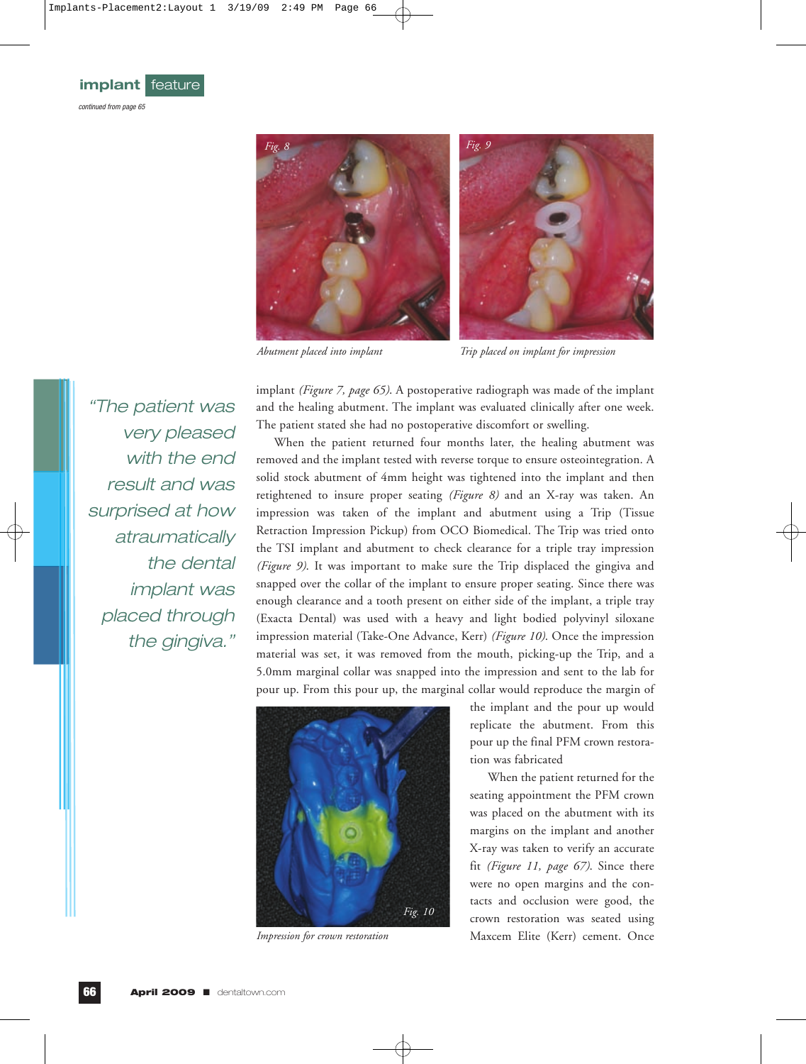*continued from page 65*

*Abutment placed into implant*

*Trip placed on implant for impression*

> "The patient was very pleased with the end result and was surprised at how atraumatically the dental implant was placed through the gingiva."

implant *(Figure 7, page 65)*. A postoperative radiograph was made of the implant and the healing abutment. The implant was evaluated clinically after one week. The patient stated she had no postoperative discomfort or swelling.

When the patient returned four months later, the healing abutment was removed and the implant tested with reverse torque to ensure osteointegration. A solid stock abutment of 4mm height was tightened into the implant and then retightened to insure proper seating *(Figure 8)* and an X-ray was taken. An impression was taken of the implant and abutment using a Trip (Tissue Retraction Impression Pickup) from OCO Biomedical. The Trip was tried onto the TSI implant and abutment to check clearance for a triple tray impression *(Figure 9)*. It was important to make sure the Trip displaced the gingiva and snapped over the collar of the implant to ensure proper seating. Since there was enough clearance and a tooth present on either side of the implant, a triple tray (Exacta Dental) was used with a heavy and light bodied polyvinyl siloxane impression material (Take-One Advance, Kerr) *(Figure 10)*. Once the impression material was set, it was removed from the mouth, picking-up the Trip, and a 5.0mm marginal collar was snapped into the impression and sent to the lab for pour up. From this pour up, the marginal collar would reproduce the margin of the implant and the pour up would replicate the abutment. From this pour up the final PFM crown restoration was fabricated

*Impression for crown restoration*

When the patient returned for the seating appointment the PFM crown was placed on the abutment with its margins on the implant and another X-ray was taken to verify an accurate fit *(Figure 11, page 67)*. Since there were no open margins and the contacts and occlusion were good, the crown restoration was seated using Maxcem Elite (Kerr) cement. Once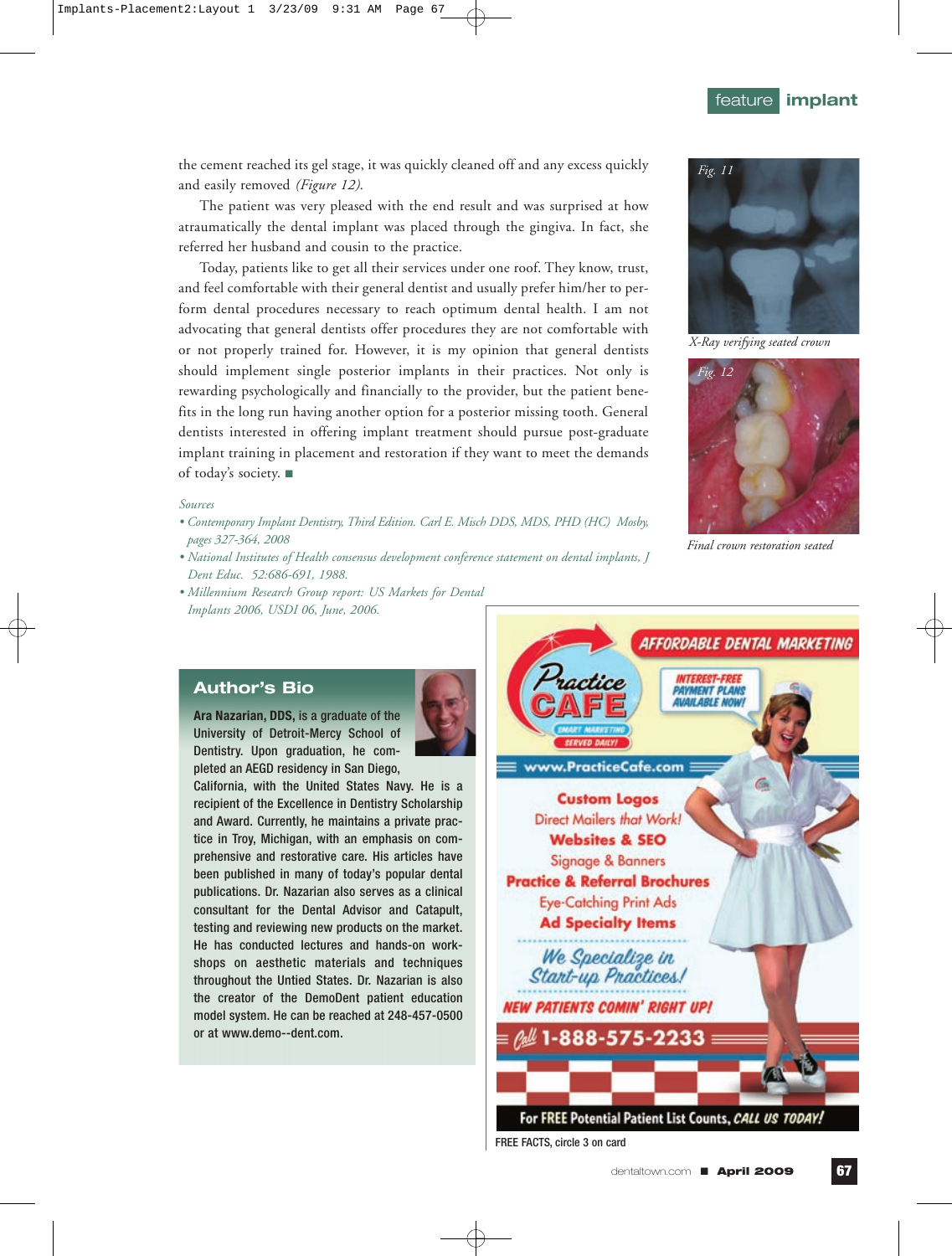the cement reached its gel stage, it was quickly cleaned off and any excess quickly and easily removed *(Figure 12)*.

The patient was very pleased with the end result and was surprised at how atraumatically the dental implant was placed through the gingiva. In fact, she referred her husband and cousin to the practice.

Today, patients like to get all their services under one roof. They know, trust, and feel comfortable with their general dentist and usually prefer him/her to perform dental procedures necessary to reach optimum dental health. I am not advocating that general dentists offer procedures they are not comfortable with or not properly trained for. However, it is my opinion that general dentists should implement single posterior implants in their practices. Not only is rewarding psychologically and financially to the provider, but the patient benefits in the long run having another option for a posterior missing tooth. General dentists interested in offering implant treatment should pursue post-graduate implant training in placement and restoration if they want to meet the demands of today's society. ■

*Fig. 11*

*X-Ray verifying seated crown*

*Fig. 12*

*Final crown restoration seated*

*Sources*

- *Contemporary Implant Dentistry, Third Edition. Carl E. Misch DDS, MDS, PHD (HC) Mosby, pages 327-364, 2008*
- *National Institutes of Health consensus development conference statement on dental implants, J Dent Educ. 52:686-691, 1988.*
- *Millennium Research Group report: US Markets for Dental Implants 2006, USDI 06, June, 2006.*

## Author's Bio

**Ara Nazarian, DDS,** is a graduate of the University of Detroit-Mercy School of Dentistry. Upon graduation, he completed an AEGD residency in San Diego, California, with the United States Navy. He is a recipient of the Excellence in Dentistry Scholarship and Award. Currently, he maintains a private practice in Troy, Michigan, with an emphasis on comprehensive and restorative care. His articles have been published in many of today's popular dental publications. Dr. Nazarian also serves as a clinical consultant for the Dental Advisor and Catapult, testing and reviewing new products on the market. He has conducted lectures and hands-on workshops on aesthetic materials and techniques throughout the Untied States. Dr. Nazarian is also the creator of the DemoDent patient education model system. He can be reached at 248-457-0500 or at www.demo--dent.com.

FREE FACTS, circle 3 on card